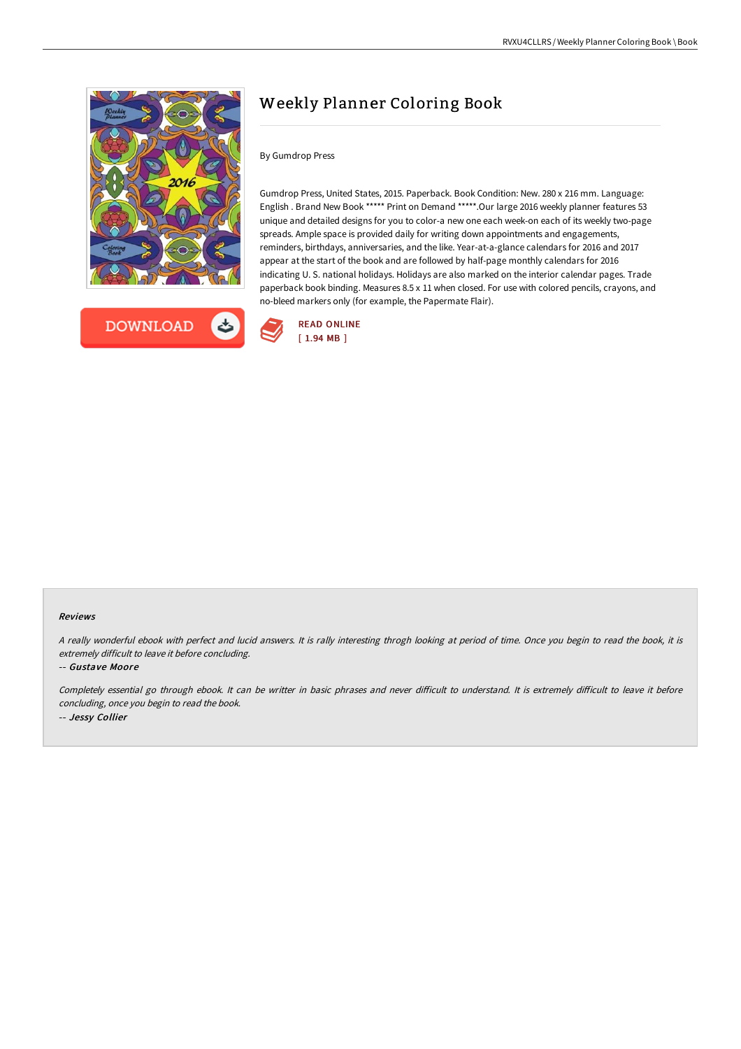# Weekly Planner Coloring Book

By Gumdrop Press

Gumdrop Press, United States, 2015. Paperback. Book Condition: New. 280 x 216 mm. Language: English . Brand New Book ***** Print on Demand *****.Our large 2016 weekly planner features 53 unique and detailed designs for you to color-a new one each week-on each of its weekly two-page spreads. Ample space is provided daily for writing down appointments and engagements, reminders, birthdays, anniversaries, and the like. Year-at-a-glance calendars for 2016 and 2017 appear at the start of the book and are followed by half-page monthly calendars for 2016 indicating U. S. national holidays. Holidays are also marked on the interior calendar pages. Trade paperback book binding. Measures 8.5 x 11 when closed. For use with colored pencils, crayons, and no-bleed markers only (for example, the Papermate Flair).

DOWNLOAD

READ ONLINE
[ 1.94 MB ]

#### Reviews

*A really wonderful ebook with perfect and lucid answers. It is rally interesting throgh looking at period of time. Once you begin to read the book, it is extremely difficult to leave it before concluding.*

-- *Gustave Moore*

*Completely essential go through ebook. It can be writter in basic phrases and never difficult to understand. It is extremely difficult to leave it before concluding, once you begin to read the book.*

-- *Jessy Collier*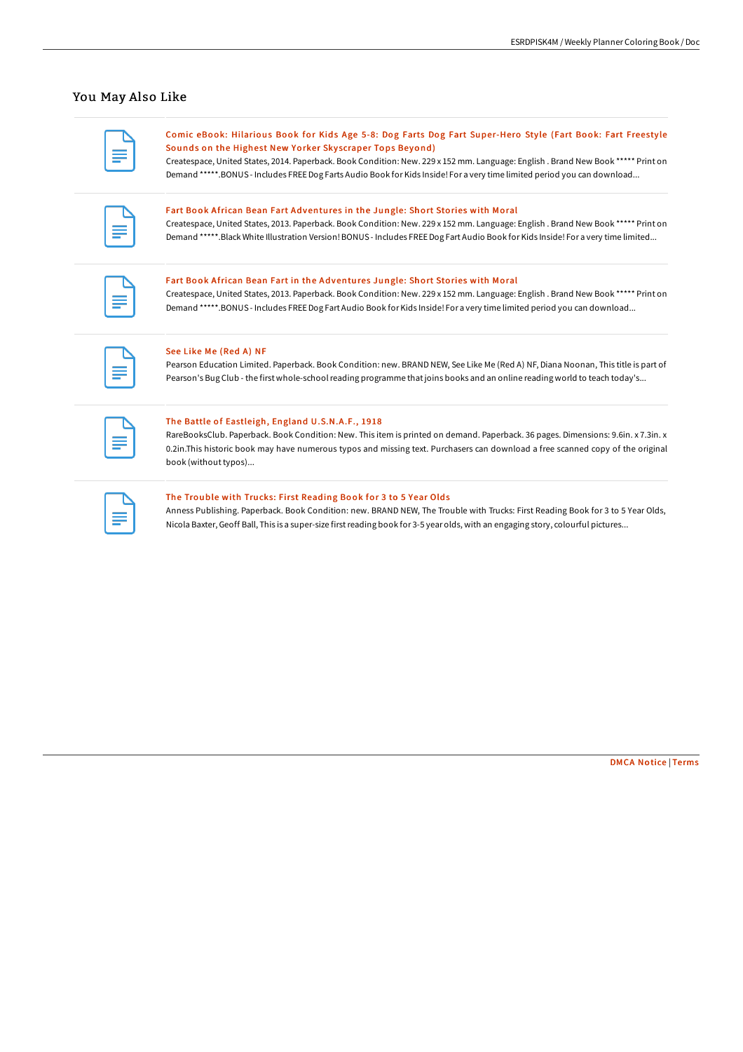## You May Also Like

**Comic eBook: Hilarious Book for Kids Age 5-8: Dog Farts Dog Fart Super-Hero Style (Fart Book: Fart Freestyle Sounds on the Highest New Yorker Skyscraper Tops Beyond)**

Createspace, United States, 2014. Paperback. Book Condition: New. 229 x 152 mm. Language: English . Brand New Book ***** Print on Demand *****.BONUS - Includes FREE Dog Farts Audio Book for Kids Inside! For a very time limited period you can download...

**Fart Book African Bean Fart Adventures in the Jungle: Short Stories with Moral**

Createspace, United States, 2013. Paperback. Book Condition: New. 229 x 152 mm. Language: English . Brand New Book ***** Print on Demand *****.Black White Illustration Version! BONUS - Includes FREE Dog Fart Audio Book for Kids Inside! For a very time limited...

**Fart Book African Bean Fart in the Adventures Jungle: Short Stories with Moral**

Createspace, United States, 2013. Paperback. Book Condition: New. 229 x 152 mm. Language: English . Brand New Book ***** Print on Demand *****.BONUS - Includes FREE Dog Fart Audio Book for Kids Inside! For a very time limited period you can download...

**See Like Me (Red A) NF**

Pearson Education Limited. Paperback. Book Condition: new. BRAND NEW, See Like Me (Red A) NF, Diana Noonan, This title is part of Pearson's Bug Club - the first whole-school reading programme that joins books and an online reading world to teach today's...

**The Battle of Eastleigh, England U.S.N.A.F., 1918**

RareBooksClub. Paperback. Book Condition: New. This item is printed on demand. Paperback. 36 pages. Dimensions: 9.6in. x 7.3in. x 0.2in.This historic book may have numerous typos and missing text. Purchasers can download a free scanned copy of the original book (without typos)...

**The Trouble with Trucks: First Reading Book for 3 to 5 Year Olds**

Anness Publishing. Paperback. Book Condition: new. BRAND NEW, The Trouble with Trucks: First Reading Book for 3 to 5 Year Olds, Nicola Baxter, Geoff Ball, This is a super-size first reading book for 3-5 year olds, with an engaging story, colourful pictures...